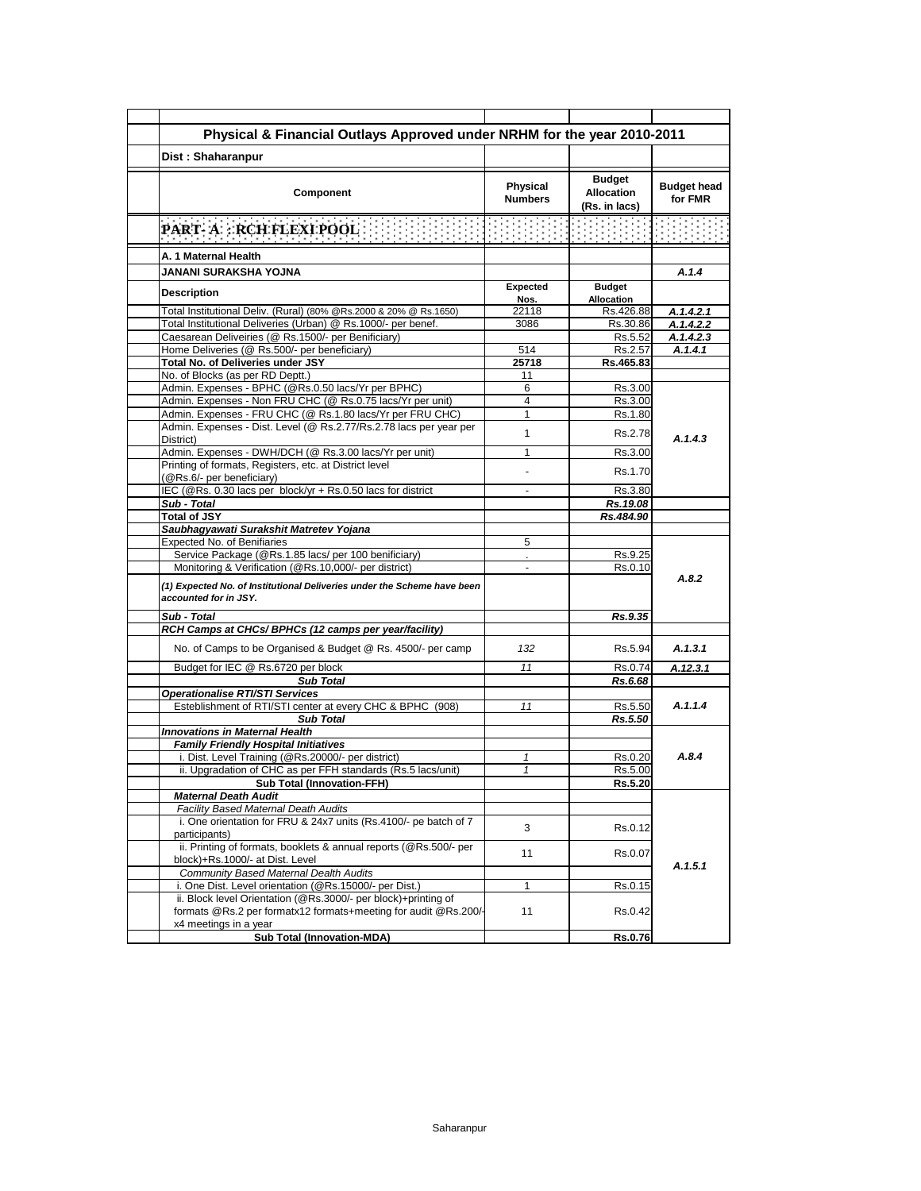# Physical & Financial Outlays Approved under NRHM for the year 2010-2011

**Dist : Shaharanpur**

| Component | Physical Numbers | Budget Allocation (Rs. in lacs) | Budget head for FMR |
|---|---|---|---|
| **PART- A : RCH FLEXI POOL** | | | |
| **A. 1 Maternal Health** | | | |
| **JANANI SURAKSHA YOJNA** | | | *A.1.4* |
| **Description** | **Expected Nos.** | **Budget Allocation** | |
| Total Institutional Deliv. (Rural) (80% @Rs.2000 & 20% @ Rs.1650) | 22118 | Rs.426.88 | *A.1.4.2.1* |
| Total Institutional Deliveries (Urban) @ Rs.1000/- per benef. | 3086 | Rs.30.86 | *A.1.4.2.2* |
| Caesarean Deliveiries (@ Rs.1500/- per Benificiary) | | Rs.5.52 | *A.1.4.2.3* |
| Home Deliveries (@ Rs.500/- per beneficiary) | 514 | Rs.2.57 | *A.1.4.1* |
| **Total No. of Deliveries under JSY** | **25718** | **Rs.465.83** | |
| No. of Blocks (as per RD Deptt.) | 11 | | |
| Admin. Expenses - BPHC (@Rs.0.50 lacs/Yr per BPHC) | 6 | Rs.3.00 | *A.1.4.3* |
| Admin. Expenses - Non FRU CHC (@ Rs.0.75 lacs/Yr per unit) | 4 | Rs.3.00 | |
| Admin. Expenses - FRU CHC (@ Rs.1.80 lacs/Yr per FRU CHC) | 1 | Rs.1.80 | |
| Admin. Expenses - Dist. Level (@ Rs.2.77/Rs.2.78 lacs per year per District) | 1 | Rs.2.78 | |
| Admin. Expenses - DWH/DCH (@ Rs.3.00 lacs/Yr per unit) | 1 | Rs.3.00 | |
| Printing of formats, Registers, etc. at District level (@Rs.6/- per beneficiary) | - | Rs.1.70 | |
| IEC (@Rs. 0.30 lacs per block/yr + Rs.0.50 lacs for district | - | Rs.3.80 | |
| ***Sub - Total*** | | ***Rs.19.08*** | |
| **Total of JSY** | | ***Rs.484.90*** | |
| ***Saubhagyawati Surakshit Matretev Yojana*** | | | |
| Expected No. of Benifiaries | 5 | | *A.8.2* |
| Service Package (@Rs.1.85 lacs/ per 100 benificiary) | . | Rs.9.25 | |
| Monitoring & Verification (@Rs.10,000/- per district) | - | Rs.0.10 | |
| ***(1) Expected No. of Institutional Deliveries under the Scheme have been accounted for in JSY.*** | | | |
| ***Sub - Total*** | | ***Rs.9.35*** | |
| ***RCH Camps at CHCs/ BPHCs (12 camps per year/facility)*** | | | |
| No. of Camps to be Organised & Budget @ Rs. 4500/- per camp | *132* | Rs.5.94 | *A.1.3.1* |
| Budget for IEC @ Rs.6720 per block | *11* | Rs.0.74 | *A.12.3.1* |
| ***Sub Total*** | | ***Rs.6.68*** | |
| ***Operationalise RTI/STI Services*** | | | |
| Esteblishment of RTI/STI center at every CHC & BPHC (908) | *11* | Rs.5.50 | *A.1.1.4* |
| ***Sub Total*** | | ***Rs.5.50*** | |
| ***Innovations in Maternal Health*** | | | |
| ***Family Friendly Hospital Initiatives*** | | | *A.8.4* |
| i. Dist. Level Training (@Rs.20000/- per district) | *1* | Rs.0.20 | |
| ii. Upgradation of CHC as per FFH standards (Rs.5 lacs/unit) | *1* | Rs.5.00 | |
| **Sub Total (Innovation-FFH)** | | **Rs.5.20** | |
| ***Maternal Death Audit*** | | | *A.1.5.1* |
| *Facility Based Maternal Death Audits* | | | |
| i. One orientation for FRU & 24x7 units (Rs.4100/- pe batch of 7 participants) | 3 | Rs.0.12 | |
| ii. Printing of formats, booklets & annual reports (@Rs.500/- per block)+Rs.1000/- at Dist. Level | 11 | Rs.0.07 | |
| *Community Based Maternal Dealth Audits* | | | |
| i. One Dist. Level orientation (@Rs.15000/- per Dist.) | 1 | Rs.0.15 | |
| ii. Block level Orientation (@Rs.3000/- per block)+printing of formats @Rs.2 per formatx12 formats+meeting for audit @Rs.200/- x4 meetings in a year | 11 | Rs.0.42 | |
| **Sub Total (Innovation-MDA)** | | **Rs.0.76** | |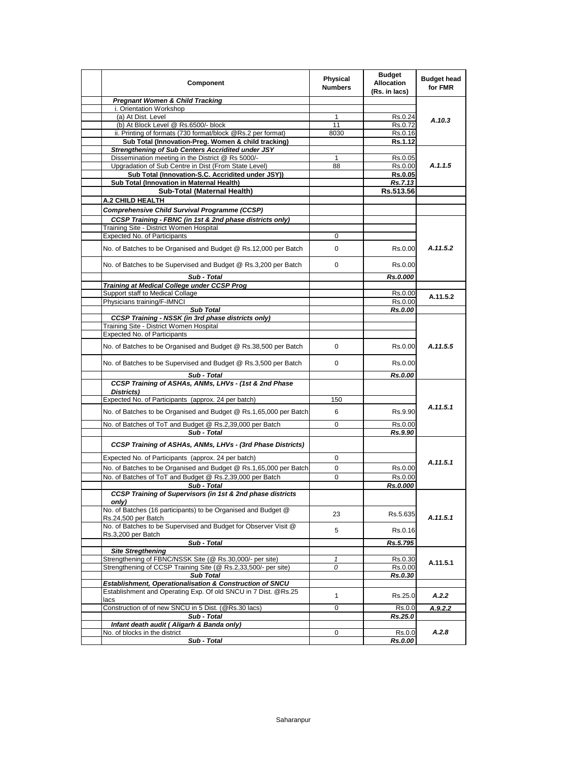| | Component | Physical Numbers | Budget Allocation (Rs. in lacs) | Budget head for FMR |
|---|---|---|---|---|
| | ***Pregnant Women & Child Tracking*** | | | |
| | i. Orientation Workshop | | | A.10.3 |
| | (a) At Dist. Level | 1 | Rs.0.24 | |
| | (b) At Block Level @ Rs.6500/- block | 11 | Rs.0.72 | |
| | ii. Printing of formats (730 format/block @Rs.2 per format) | 8030 | Rs.0.16 | |
| | **Sub Total (Innovation-Preg. Women & child tracking)** | | **Rs.1.12** | |
| | ***Strengthening of Sub Centers Accridited under JSY*** | | | A.1.1.5 |
| | Dissemination meeting in the District @ Rs 5000/- | 1 | Rs.0.05 | |
| | Upgradation of Sub Centre in Dist (From State Level) | 88 | Rs.0.00 | |
| | **Sub Total (Innovation-S.C. Accridited under JSY))** | | **Rs.0.05** | |
| | **Sub Total (Innovation in Maternal Health)** | | ***Rs.7.13*** | |
| | **Sub-Total (Maternal Health)** | | **Rs.513.56** | |
| | **A.2 CHILD HEALTH** | | | |
| | ***Comprehensive Child Survival Programme (CCSP)*** | | | |
| | ***CCSP Training - FBNC (in 1st & 2nd phase districts only)*** | | | A.11.5.2 |
| | Training Site - District Women Hospital | | | |
| | Expected No. of Participants | 0 | | |
| | No. of Batches to be Organised and Budget @ Rs.12,000 per Batch | 0 | Rs.0.00 | |
| | No. of Batches to be Supervised and Budget @ Rs.3,200 per Batch | 0 | Rs.0.00 | |
| | ***Sub - Total*** | | ***Rs.0.000*** | |
| | ***Training at Medical College under CCSP Prog*** | | | |
| | Support staff to Medical Collage | | Rs.0.00 | A.11.5.2 |
| | Physicians training/F-IMNCI | | Rs.0.00 | |
| | ***Sub Total*** | | ***Rs.0.00*** | |
| | ***CCSP Training - NSSK (in 3rd phase districts only)*** | | | A.11.5.5 |
| | Training Site - District Women Hospital | | | |
| | Expected No. of Participants | | | |
| | No. of Batches to be Organised and Budget @ Rs.38,500 per Batch | 0 | Rs.0.00 | |
| | No. of Batches to be Supervised and Budget @ Rs.3,500 per Batch | 0 | Rs.0.00 | |
| | ***Sub - Total*** | | ***Rs.0.00*** | |
| | ***CCSP Training of ASHAs, ANMs, LHVs - (1st & 2nd Phase Districts)*** | | | A.11.5.1 |
| | Expected No. of Participants (approx. 24 per batch) | 150 | | |
| | No. of Batches to be Organised and Budget @ Rs.1,65,000 per Batch | 6 | Rs.9.90 | |
| | No. of Batches of ToT and Budget @ Rs.2,39,000 per Batch | 0 | Rs.0.00 | |
| | ***Sub - Total*** | | ***Rs.9.90*** | |
| | ***CCSP Training of ASHAs, ANMs, LHVs - (3rd Phase Districts)*** | | | A.11.5.1 |
| | Expected No. of Participants (approx. 24 per batch) | 0 | | |
| | No. of Batches to be Organised and Budget @ Rs.1,65,000 per Batch | 0 | Rs.0.00 | |
| | No. of Batches of ToT and Budget @ Rs.2,39,000 per Batch | 0 | Rs.0.00 | |
| | ***Sub - Total*** | | ***Rs.0.000*** | |
| | ***CCSP Training of Supervisors (in 1st & 2nd phase districts only)*** | | | A.11.5.1 |
| | No. of Batches (16 participants) to be Organised and Budget @ Rs.24,500 per Batch | 23 | Rs.5.635 | |
| | No. of Batches to be Supervised and Budget for Observer Visit @ Rs.3,200 per Batch | 5 | Rs.0.16 | |
| | ***Sub - Total*** | | ***Rs.5.795*** | |
| | ***Site Stregthening*** | | | A.11.5.1 |
| | Strengthening of FBNC/NSSK Site (@ Rs.30,000/- per site) | *1* | Rs.0.30 | |
| | Strengthening of CCSP Training Site (@ Rs.2,33,500/- per site) | *0* | Rs.0.00 | |
| | ***Sub Total*** | | ***Rs.0.30*** | |
| | ***Establishment, Operationalisation & Construction of SNCU*** | | | |
| | Establishment and Operating Exp. Of old SNCU in 7 Dist. @Rs.25 lacs | 1 | Rs.25.0 | *A.2.2* |
| | Construction of of new SNCU in 5 Dist. (@Rs.30 lacs) | 0 | Rs.0.0 | *A.9.2.2* |
| | ***Sub - Total*** | | ***Rs.25.0*** | |
| | ***Infant death audit ( Aligarh & Banda only)*** | | | A.2.8 |
| | No. of blocks in the district | 0 | Rs.0.0 | |
| | ***Sub - Total*** | | ***Rs.0.00*** | |

Saharanpur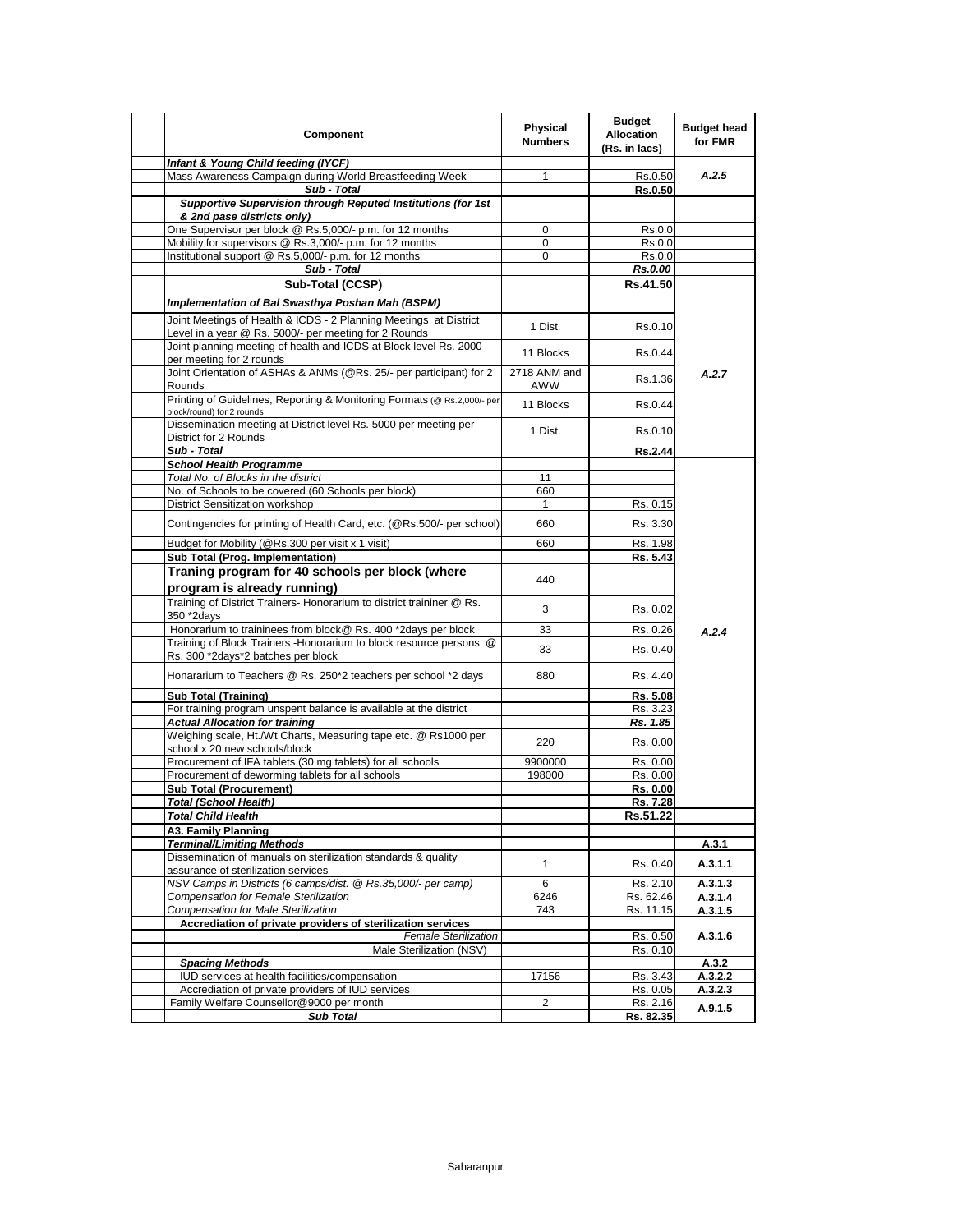| Component | Physical Numbers | Budget Allocation (Rs. in lacs) | Budget head for FMR |
|---|---|---|---|
| ***Infant & Young Child feeding (IYCF)*** | | | |
| Mass Awareness Campaign during World Breastfeeding Week | 1 | Rs.0.50 | *A.2.5* |
| ***Sub - Total*** | | **Rs.0.50** | |
| ***Supportive Supervision through Reputed Institutions (for 1st & 2nd pase districts only)*** | | | |
| One Supervisor per block @ Rs.5,000/- p.m. for 12 months | 0 | Rs.0.0 | |
| Mobility for supervisors @ Rs.3,000/- p.m. for 12 months | 0 | Rs.0.0 | |
| Institutional support @ Rs.5,000/- p.m. for 12 months | 0 | Rs.0.0 | |
| ***Sub - Total*** | | ***Rs.0.00*** | |
| **Sub-Total (CCSP)** | | **Rs.41.50** | |
| ***Implementation of Bal Swasthya Poshan Mah (BSPM)*** | | | |
| Joint Meetings of Health & ICDS - 2 Planning Meetings at District Level in a year @ Rs. 5000/- per meeting for 2 Rounds | 1 Dist. | Rs.0.10 | *A.2.7* |
| Joint planning meeting of health and ICDS at Block level Rs. 2000 per meeting for 2 rounds | 11 Blocks | Rs.0.44 | |
| Joint Orientation of ASHAs & ANMs (@Rs. 25/- per participant) for 2 Rounds | 2718 ANM and AWW | Rs.1.36 | |
| Printing of Guidelines, Reporting & Monitoring Formats (@ Rs.2,000/- per block/round) for 2 rounds | 11 Blocks | Rs.0.44 | |
| Dissemination meeting at District level Rs. 5000 per meeting per District for 2 Rounds | 1 Dist. | Rs.0.10 | |
| ***Sub - Total*** | | **Rs.2.44** | |
| ***School Health Programme*** | | | *A.2.4* |
| *Total No. of Blocks in the district* | 11 | | |
| No. of Schools to be covered (60 Schools per block) | 660 | | |
| District Sensitization workshop | 1 | Rs. 0.15 | |
| Contingencies for printing of Health Card, etc. (@Rs.500/- per school) | 660 | Rs. 3.30 | |
| Budget for Mobility (@Rs.300 per visit x 1 visit) | 660 | Rs. 1.98 | |
| **Sub Total (Prog. Implementation)** | | **Rs. 5.43** | |
| **Traning program for 40 schools per block (where program is already running)** | 440 | | |
| Training of District Trainers- Honorarium to district traininer @ Rs. 350 *2days | 3 | Rs. 0.02 | |
| Honorarium to traininees from block@ Rs. 400 *2days per block | 33 | Rs. 0.26 | |
| Training of Block Trainers -Honorarium to block resource persons @ Rs. 300 *2days*2 batches per block | 33 | Rs. 0.40 | |
| Honararium to Teachers @ Rs. 250*2 teachers per school *2 days | 880 | Rs. 4.40 | |
| **Sub Total (Training)** | | **Rs. 5.08** | |
| For training program unspent balance is available at the district | | Rs. 3.23 | |
| ***Actual Allocation for training*** | | ***Rs. 1.85*** | |
| Weighing scale, Ht./Wt Charts, Measuring tape etc. @ Rs1000 per school x 20 new schools/block | 220 | Rs. 0.00 | |
| Procurement of IFA tablets (30 mg tablets) for all schools | 9900000 | Rs. 0.00 | |
| Procurement of deworming tablets for all schools | 198000 | Rs. 0.00 | |
| **Sub Total (Procurement)** | | **Rs. 0.00** | |
| ***Total (School Health)*** | | **Rs. 7.28** | |
| ***Total Child Health*** | | **Rs.51.22** | |
| **A3. Family Planning** | | | |
| ***Terminal/Limiting Methods*** | | | **A.3.1** |
| Dissemination of manuals on sterilization standards & quality assurance of sterilization services | 1 | Rs. 0.40 | **A.3.1.1** |
| *NSV Camps in Districts (6 camps/dist. @ Rs.35,000/- per camp)* | 6 | Rs. 2.10 | **A.3.1.3** |
| *Compensation for Female Sterilization* | 6246 | Rs. 62.46 | **A.3.1.4** |
| *Compensation for Male Sterilization* | 743 | Rs. 11.15 | **A.3.1.5** |
| **Accrediation of private providers of sterilization services** | | | **A.3.1.6** |
| *Female Sterilization* | | Rs. 0.50 | |
| Male Sterilization (NSV) | | Rs. 0.10 | |
| ***Spacing Methods*** | | | **A.3.2** |
| IUD services at health facilities/compensation | 17156 | Rs. 3.43 | **A.3.2.2** |
| Accrediation of private providers of IUD services | | Rs. 0.05 | **A.3.2.3** |
| Family Welfare Counsellor@9000 per month | 2 | Rs. 2.16 | **A.9.1.5** |
| ***Sub Total*** | | **Rs. 82.35** | |

Saharanpur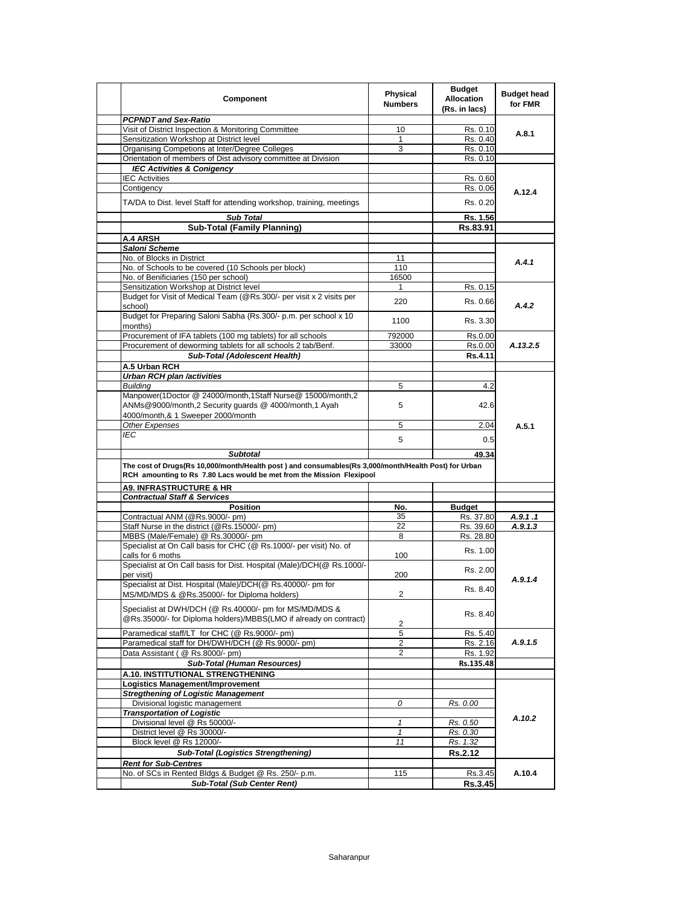| Component | Physical Numbers | Budget Allocation (Rs. in lacs) | Budget head for FMR |
|---|---|---|---|
| ***PCPNDT and Sex-Ratio*** | | | |
| Visit of District Inspection & Monitoring Committee | 10 | Rs. 0.10 | A.8.1 |
| Sensitization Workshop at District level | 1 | Rs. 0.40 | |
| Organising Competions at Inter/Degree Colleges | 3 | Rs. 0.10 | |
| Orientation of members of Dist advisory committee at Division | | Rs. 0.10 | |
| ***IEC Activities & Conigency*** | | | |
| IEC Activities | | Rs. 0.60 | A.12.4 |
| Contigency | | Rs. 0.06 | |
| TA/DA to Dist. level Staff for attending workshop, training, meetings | | Rs. 0.20 | |
| ***Sub Total*** | | **Rs. 1.56** | |
| **Sub-Total (Family Planning)** | | **Rs.83.91** | |
| **A.4 ARSH** | | | |
| ***Saloni Scheme*** | | | |
| No. of Blocks in District | 11 | | *A.4.1* |
| No. of Schools to be covered (10 Schools per block) | 110 | | |
| No. of Benificiaries (150 per school) | 16500 | | |
| Sensitization Workshop at District level | 1 | Rs. 0.15 | *A.4.2* |
| Budget for Visit of Medical Team (@Rs.300/- per visit x 2 visits per school) | 220 | Rs. 0.66 | |
| Budget for Preparing Saloni Sabha (Rs.300/- p.m. per school x 10 months) | 1100 | Rs. 3.30 | |
| Procurement of IFA tablets (100 mg tablets) for all schools | 792000 | Rs.0.00 | *A.13.2.5* |
| Procurement of deworming tablets for all schools 2 tab/Benf. | 33000 | Rs.0.00 | |
| ***Sub-Total (Adolescent Health)*** | | **Rs.4.11** | |
| **A.5 Urban RCH** | | | |
| ***Urban RCH plan /activities*** | | | A.5.1 |
| *Building* | 5 | 4.2 | |
| Manpower(1Doctor @ 24000/month,1Staff Nurse@ 15000/month,2 ANMs@9000/month,2 Security guards @ 4000/month,1 Ayah 4000/month,& 1 Sweeper 2000/month | 5 | 42.6 | |
| *Other Expenses* | 5 | 2.04 | |
| *IEC* | 5 | 0.5 | |
| ***Subtotal*** | | **49.34** | |
| **The cost of Drugs(Rs 10,000/month/Health post ) and consumables(Rs 3,000/month/Health Post) for Urban RCH amounting to Rs 7.80 Lacs would be met from the Mission Flexipool** | | | |
| **A9. INFRASTRUCTURE & HR** | | | |
| ***Contractual Staff & Services*** | | | |
| **Position** | **No.** | **Budget** | |
| Contractual ANM (@Rs.9000/- pm) | 35 | Rs. 37.80 | *A.9.1 .1* |
| Staff Nurse in the district (@Rs.15000/- pm) | 22 | Rs. 39.60 | *A.9.1.3* |
| MBBS (Male/Female) @ Rs.30000/- pm | 8 | Rs. 28.80 | *A.9.1.4* |
| Specialist at On Call basis for CHC (@ Rs.1000/- per visit) No. of calls for 6 moths | 100 | Rs. 1.00 | |
| Specialist at On Call basis for Dist. Hospital (Male)/DCH(@ Rs.1000/- per visit) | 200 | Rs. 2.00 | |
| Specialist at Dist. Hospital (Male)/DCH(@ Rs.40000/- pm for MS/MD/MDS & @Rs.35000/- for Diploma holders) | 2 | Rs. 8.40 | |
| Specialist at DWH/DCH (@ Rs.40000/- pm for MS/MD/MDS & @Rs.35000/- for Diploma holders)/MBBS(LMO if already on contract) | 2 | Rs. 8.40 | |
| Paramedical staff/LT for CHC (@ Rs.9000/- pm) | 5 | Rs. 5.40 | *A.9.1.5* |
| Paramedical staff for DH/DWH/DCH (@ Rs.9000/- pm) | 2 | Rs. 2.16 | |
| Data Assistant ( @ Rs.8000/- pm) | 2 | Rs. 1.92 | |
| ***Sub-Total (Human Resources)*** | | **Rs.135.48** | |
| **A.10. INSTITUTIONAL STRENGTHENING** | | | |
| **Logistics Management/Improvement** | | | *A.10.2* |
| ***Stregthening of Logistic Management*** | | | |
| *Divisional logistic management* | *0* | *Rs. 0.00* | |
| ***Transportation of Logistic*** | | | |
| *Divisional level @ Rs 50000/-* | *1* | *Rs. 0.50* | |
| *District level @ Rs 30000/-* | *1* | *Rs. 0.30* | |
| *Block level @ Rs 12000/-* | *11* | *Rs. 1.32* | |
| ***Sub-Total (Logistics Strengthening)*** | | **Rs.2.12** | |
| ***Rent for Sub-Centres*** | | | A.10.4 |
| No. of SCs in Rented Bldgs & Budget @ Rs. 250/- p.m. | 115 | Rs.3.45 | |
| ***Sub-Total (Sub Center Rent)*** | | **Rs.3.45** | |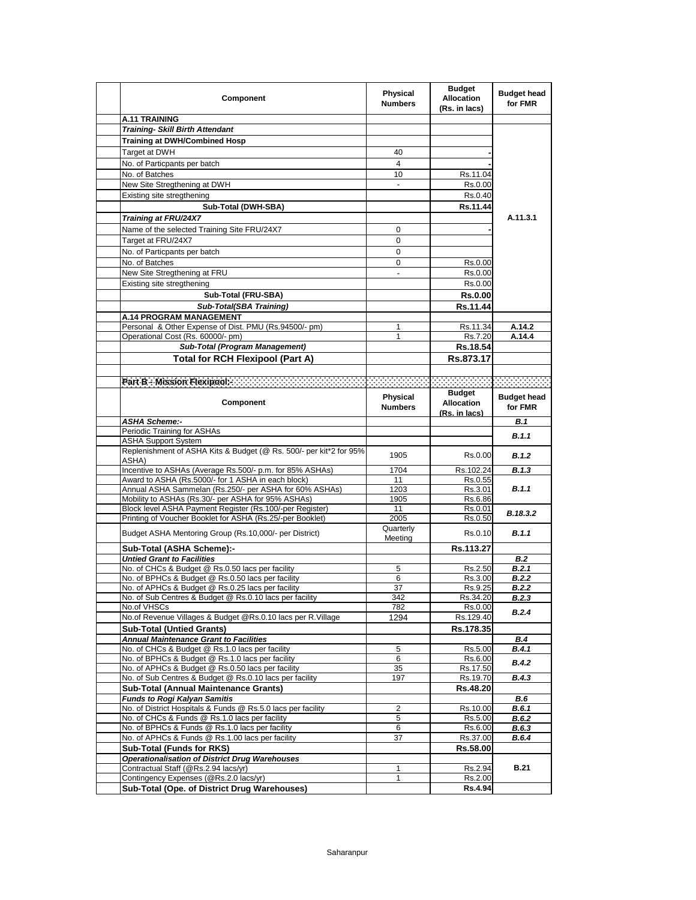| Component | Physical Numbers | Budget Allocation (Rs. in lacs) | Budget head for FMR |
|---|---|---|---|
| **A.11 TRAINING** | | | |
| ***Training- Skill Birth Attendant*** | | | A.11.3.1 |
| **Training at DWH/Combined Hosp** | | | |
| Target at DWH | 40 | - | |
| No. of Particpants per batch | 4 | - | |
| No. of Batches | 10 | Rs.11.04 | |
| New Site Stregthening at DWH | - | Rs.0.00 | |
| Existing site stregthening | | Rs.0.40 | |
| **Sub-Total (DWH-SBA)** | | **Rs.11.44** | |
| ***Training at FRU/24X7*** | | | |
| Name of the selected Training Site FRU/24X7 | 0 | - | |
| Target at FRU/24X7 | 0 | | |
| No. of Particpants per batch | 0 | | |
| No. of Batches | 0 | Rs.0.00 | |
| New Site Stregthening at FRU | - | Rs.0.00 | |
| Existing site stregthening | | Rs.0.00 | |
| **Sub-Total (FRU-SBA)** | | **Rs.0.00** | |
| ***Sub-Total(SBA Training)*** | | **Rs.11.44** | |
| **A.14 PROGRAM MANAGEMENT** | | | |
| Personal & Other Expense of Dist. PMU (Rs.94500/- pm) | 1 | Rs.11.34 | **A.14.2** |
| Operational Cost (Rs. 60000/- pm) | 1 | Rs.7.20 | **A.14.4** |
| ***Sub-Total (Program Management)*** | | **Rs.18.54** | |
| **Total for RCH Flexipool (Part A)** | | **Rs.873.17** | |
| | | | |
| **Part B - Mission Flexipool:-** | | | |

| Component | Physical Numbers | Budget Allocation (Rs. in lacs) | Budget head for FMR |
|---|---|---|---|
| ***ASHA Scheme:-*** | | | ***B.1*** |
| Periodic Training for ASHAs | | | ***B.1.1*** |
| ASHA Support System | | | |
| Replenishment of ASHA Kits & Budget (@ Rs. 500/- per kit*2 for 95% ASHA) | 1905 | Rs.0.00 | ***B.1.2*** |
| Incentive to ASHAs (Average Rs.500/- p.m. for 85% ASHAs) | 1704 | Rs.102.24 | ***B.1.3*** |
| Award to ASHA (Rs.5000/- for 1 ASHA in each block) | 11 | Rs.0.55 | ***B.1.1*** |
| Annual ASHA Sammelan (Rs.250/- per ASHA for 60% ASHAs) | 1203 | Rs.3.01 | |
| Mobility to ASHAs (Rs.30/- per ASHA for 95% ASHAs) | 1905 | Rs.6.86 | |
| Block level ASHA Payment Register (Rs.100/-per Register) | 11 | Rs.0.01 | ***B.18.3.2*** |
| Printing of Voucher Booklet for ASHA (Rs.25/-per Booklet) | 2005 | Rs.0.50 | |
| Budget ASHA Mentoring Group (Rs.10,000/- per District) | Quarterly Meeting | Rs.0.10 | ***B.1.1*** |
| **Sub-Total (ASHA Scheme):-** | | **Rs.113.27** | |
| ***Untied Grant to Facilities*** | | | ***B.2*** |
| No. of CHCs & Budget @ Rs.0.50 lacs per facility | 5 | Rs.2.50 | ***B.2.1*** |
| No. of BPHCs & Budget @ Rs.0.50 lacs per facility | 6 | Rs.3.00 | ***B.2.2*** |
| No. of APHCs & Budget @ Rs.0.25 lacs per facility | 37 | Rs.9.25 | ***B.2.2*** |
| No. of Sub Centres & Budget @ Rs.0.10 lacs per facility | 342 | Rs.34.20 | ***B.2.3*** |
| No.of VHSCs | 782 | Rs.0.00 | ***B.2.4*** |
| No.of Revenue Villages & Budget @Rs.0.10 lacs per R.Village | 1294 | Rs.129.40 | |
| **Sub-Total (Untied Grants)** | | **Rs.178.35** | |
| ***Annual Maintenance Grant to Facilities*** | | | ***B.4*** |
| No. of CHCs & Budget @ Rs.1.0 lacs per facility | 5 | Rs.5.00 | ***B.4.1*** |
| No. of BPHCs & Budget @ Rs.1.0 lacs per facility | 6 | Rs.6.00 | ***B.4.2*** |
| No. of APHCs & Budget @ Rs.0.50 lacs per facility | 35 | Rs.17.50 | |
| No. of Sub Centres & Budget @ Rs.0.10 lacs per facility | 197 | Rs.19.70 | ***B.4.3*** |
| **Sub-Total (Annual Maintenance Grants)** | | **Rs.48.20** | |
| ***Funds to Rogi Kalyan Samitis*** | | | ***B.6*** |
| No. of District Hospitals & Funds @ Rs.5.0 lacs per facility | 2 | Rs.10.00 | ***B.6.1*** |
| No. of CHCs & Funds @ Rs.1.0 lacs per facility | 5 | Rs.5.00 | ***B.6.2*** |
| No. of BPHCs & Funds @ Rs.1.0 lacs per facility | 6 | Rs.6.00 | ***B.6.3*** |
| No. of APHCs & Funds @ Rs.1.00 lacs per facility | 37 | Rs.37.00 | ***B.6.4*** |
| **Sub-Total (Funds for RKS)** | | **Rs.58.00** | |
| ***Operationalisation of District Drug Warehouses*** | | | **B.21** |
| Contractual Staff (@Rs.2.94 lacs/yr) | 1 | Rs.2.94 | |
| Contingency Expenses (@Rs.2.0 lacs/yr) | 1 | Rs.2.00 | |
| **Sub-Total (Ope. of District Drug Warehouses)** | | **Rs.4.94** | |

Saharanpur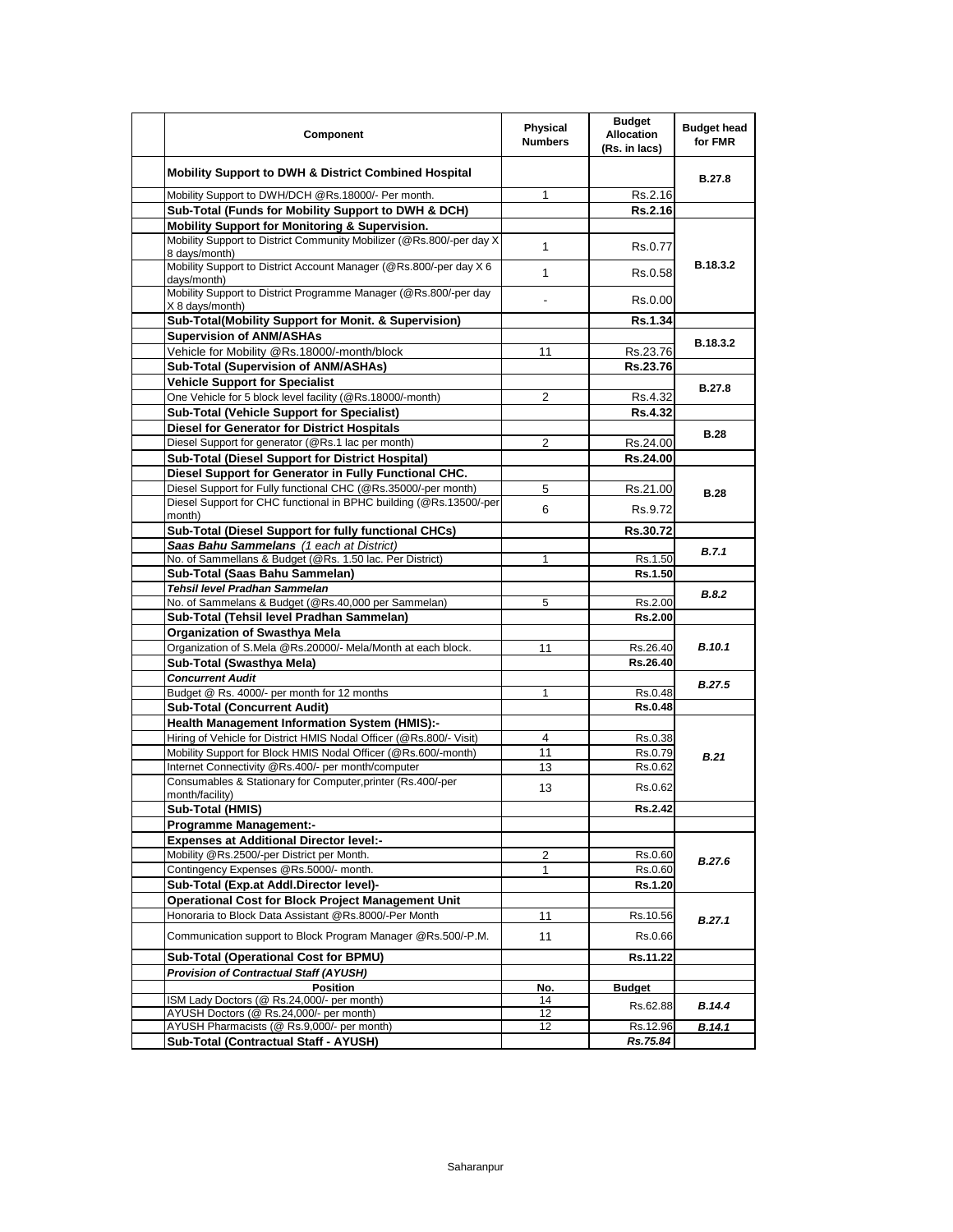| Component | Physical Numbers | Budget Allocation (Rs. in lacs) | Budget head for FMR |
|---|---|---|---|
| **Mobility Support to DWH & District Combined Hospital** | | | **B.27.8** |
| Mobility Support to DWH/DCH @Rs.18000/- Per month. | 1 | Rs.2.16 | |
| **Sub-Total (Funds for Mobility Support to DWH & DCH)** | | **Rs.2.16** | |
| **Mobility Support for Monitoring & Supervision.** | | | **B.18.3.2** |
| Mobility Support to District Community Mobilizer (@Rs.800/-per day X 8 days/month) | 1 | Rs.0.77 | |
| Mobility Support to District Account Manager (@Rs.800/-per day X 6 days/month) | 1 | Rs.0.58 | |
| Mobility Support to District Programme Manager (@Rs.800/-per day X 8 days/month) | - | Rs.0.00 | |
| **Sub-Total(Mobility Support for Monit. & Supervision)** | | **Rs.1.34** | |
| **Supervision of ANM/ASHAs** | | | **B.18.3.2** |
| Vehicle for Mobility @Rs.18000/-month/block | 11 | Rs.23.76 | |
| **Sub-Total (Supervision of ANM/ASHAs)** | | **Rs.23.76** | |
| **Vehicle Support for Specialist** | | | **B.27.8** |
| One Vehicle for 5 block level facility (@Rs.18000/-month) | 2 | Rs.4.32 | |
| **Sub-Total (Vehicle Support for Specialist)** | | **Rs.4.32** | |
| **Diesel for Generator for District Hospitals** | | | **B.28** |
| Diesel Support for generator (@Rs.1 lac per month) | 2 | Rs.24.00 | |
| **Sub-Total (Diesel Support for District Hospital)** | | **Rs.24.00** | |
| **Diesel Support for Generator in Fully Functional CHC.** | | | **B.28** |
| Diesel Support for Fully functional CHC (@Rs.35000/-per month) | 5 | Rs.21.00 | |
| Diesel Support for CHC functional in BPHC building (@Rs.13500/-per month) | 6 | Rs.9.72 | |
| **Sub-Total (Diesel Support for fully functional CHCs)** | | **Rs.30.72** | |
| ***Saas Bahu Sammelans** (1 each at District)* | | | ***B.7.1*** |
| No. of Sammellans & Budget (@Rs. 1.50 lac. Per District) | 1 | Rs.1.50 | |
| **Sub-Total (Saas Bahu Sammelan)** | | **Rs.1.50** | |
| ***Tehsil level Pradhan Sammelan*** | | | ***B.8.2*** |
| No. of Sammelans & Budget (@Rs.40,000 per Sammelan) | 5 | Rs.2.00 | |
| **Sub-Total (Tehsil level Pradhan Sammelan)** | | **Rs.2.00** | |
| **Organization of Swasthya Mela** | | | ***B.10.1*** |
| Organization of S.Mela @Rs.20000/- Mela/Month at each block. | 11 | Rs.26.40 | |
| **Sub-Total (Swasthya Mela)** | | **Rs.26.40** | |
| ***Concurrent Audit*** | | | ***B.27.5*** |
| Budget @ Rs. 4000/- per month for 12 months | 1 | Rs.0.48 | |
| **Sub-Total (Concurrent Audit)** | | **Rs.0.48** | |
| **Health Management Information System (HMIS):-** | | | ***B.21*** |
| Hiring of Vehicle for District HMIS Nodal Officer (@Rs.800/- Visit) | 4 | Rs.0.38 | |
| Mobility Support for Block HMIS Nodal Officer (@Rs.600/-month) | 11 | Rs.0.79 | |
| Internet Connectivity @Rs.400/- per month/computer | 13 | Rs.0.62 | |
| Consumables & Stationary for Computer,printer (Rs.400/-per month/facility) | 13 | Rs.0.62 | |
| **Sub-Total (HMIS)** | | **Rs.2.42** | |
| **Programme Management:-** | | | |
| **Expenses at Additional Director level:-** | | | ***B.27.6*** |
| Mobility @Rs.2500/-per District per Month. | 2 | Rs.0.60 | |
| Contingency Expenses @Rs.5000/- month. | 1 | Rs.0.60 | |
| **Sub-Total (Exp.at Addl.Director level)-** | | **Rs.1.20** | |
| **Operational Cost for Block Project Management Unit** | | | ***B.27.1*** |
| Honoraria to Block Data Assistant @Rs.8000/-Per Month | 11 | Rs.10.56 | |
| Communication support to Block Program Manager @Rs.500/-P.M. | 11 | Rs.0.66 | |
| **Sub-Total (Operational Cost for BPMU)** | | **Rs.11.22** | |
| ***Provision of Contractual Staff (AYUSH)*** | | | |
| **Position** | **No.** | **Budget** | |
| ISM Lady Doctors (@ Rs.24,000/- per month) | 14 | Rs.62.88 | ***B.14.4*** |
| AYUSH Doctors (@ Rs.24,000/- per month) | 12 | | |
| AYUSH Pharmacists (@ Rs.9,000/- per month) | 12 | Rs.12.96 | ***B.14.1*** |
| **Sub-Total (Contractual Staff - AYUSH)** | | ***Rs.75.84*** | |

Saharanpur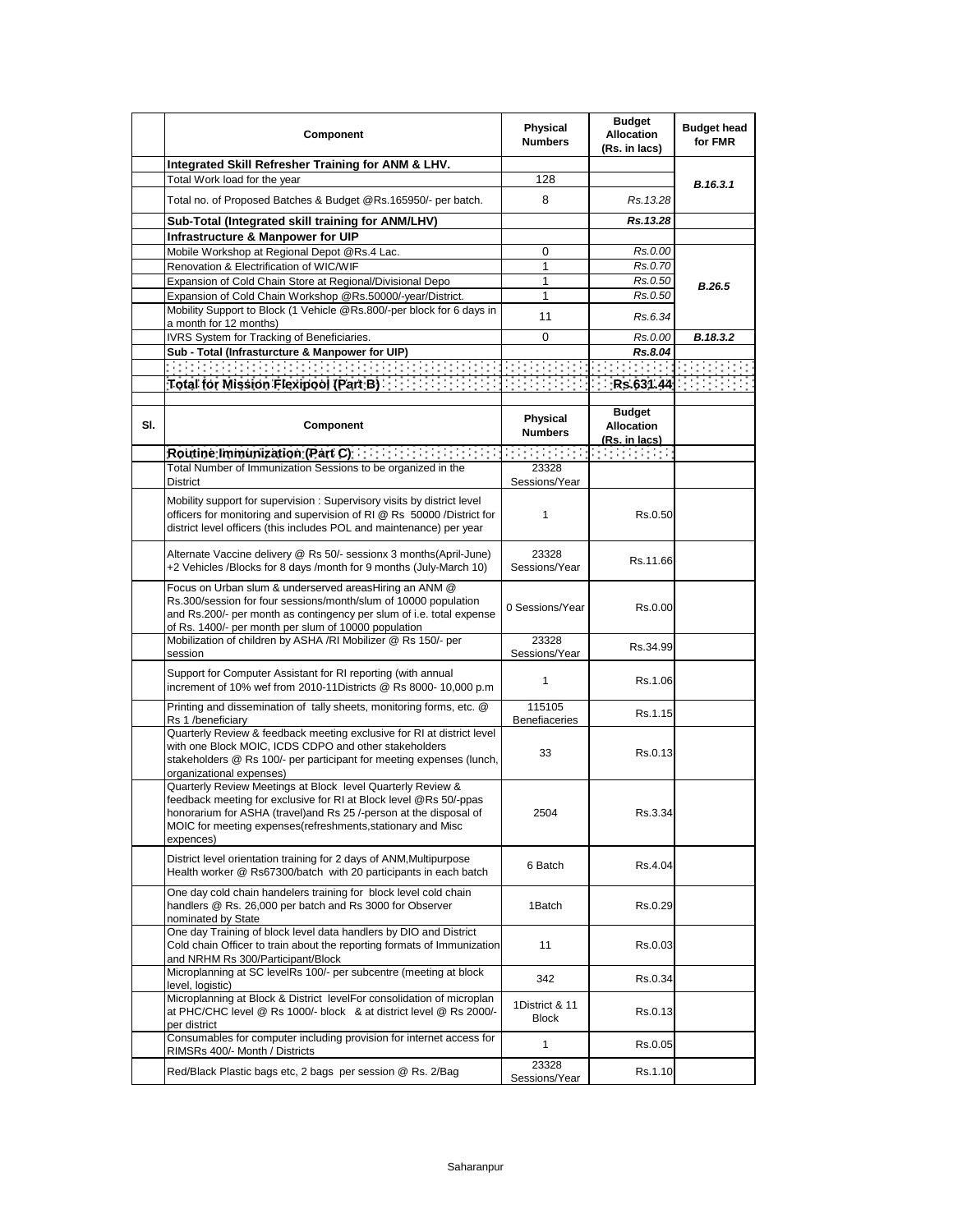| | Component | Physical Numbers | Budget Allocation (Rs. in lacs) | Budget head for FMR |
|---|---|---|---|---|
| | **Integrated Skill Refresher Training for ANM & LHV.** | | | |
| | Total Work load for the year | 128 | | ***B.16.3.1*** |
| | Total no. of Proposed Batches & Budget @Rs.165950/- per batch. | 8 | *Rs.13.28* | |
| | **Sub-Total (Integrated skill training for ANM/LHV)** | | ***Rs.13.28*** | |
| | **Infrastructure & Manpower for UIP** | | | |
| | Mobile Workshop at Regional Depot @Rs.4 Lac. | 0 | *Rs.0.00* | ***B.26.5*** |
| | Renovation & Electrification of WIC/WIF | 1 | *Rs.0.70* | |
| | Expansion of Cold Chain Store at Regional/Divisional Depo | 1 | *Rs.0.50* | |
| | Expansion of Cold Chain Workshop @Rs.50000/-year/District. | 1 | *Rs.0.50* | |
| | Mobility Support to Block (1 Vehicle @Rs.800/-per block for 6 days in a month for 12 months) | 11 | *Rs.6.34* | |
| | IVRS System for Tracking of Beneficiaries. | 0 | *Rs.0.00* | ***B.18.3.2*** |
| | **Sub - Total (Infrasturcture & Manpower for UIP)** | | ***Rs.8.04*** | |
| | | | | |
| | **Total for Mission Flexipool (Part B)** | | **Rs.631.44** | |

| Sl. | Component | Physical Numbers | Budget Allocation (Rs. in lacs) | |
|---|---|---|---|---|
| | **Routine Immunization (Part C)** | | | |
| | Total Number of Immunization Sessions to be organized in the District | 23328 Sessions/Year | | |
| | Mobility support for supervision : Supervisory visits by district level officers for monitoring and supervision of RI @ Rs 50000 /District for district level officers (this includes POL and maintenance) per year | 1 | Rs.0.50 | |
| | Alternate Vaccine delivery @ Rs 50/- sessionx 3 months(April-June) +2 Vehicles /Blocks for 8 days /month for 9 months (July-March 10) | 23328 Sessions/Year | Rs.11.66 | |
| | Focus on Urban slum & underserved areasHiring an ANM @ Rs.300/session for four sessions/month/slum of 10000 population and Rs.200/- per month as contingency per slum of i.e. total expense of Rs. 1400/- per month per slum of 10000 population | 0 Sessions/Year | Rs.0.00 | |
| | Mobilization of children by ASHA /RI Mobilizer @ Rs 150/- per session | 23328 Sessions/Year | Rs.34.99 | |
| | Support for Computer Assistant for RI reporting (with annual increment of 10% wef from 2010-11Districts @ Rs 8000- 10,000 p.m | 1 | Rs.1.06 | |
| | Printing and dissemination of tally sheets, monitoring forms, etc. @ Rs 1 /beneficiary | 115105 Benefiaceries | Rs.1.15 | |
| | Quarterly Review & feedback meeting exclusive for RI at district level with one Block MOIC, ICDS CDPO and other stakeholders stakeholders @ Rs 100/- per participant for meeting expenses (lunch, organizational expenses) | 33 | Rs.0.13 | |
| | Quarterly Review Meetings at Block level Quarterly Review & feedback meeting for exclusive for RI at Block level @Rs 50/-ppas honorarium for ASHA (travel)and Rs 25 /-person at the disposal of MOIC for meeting expenses(refreshments,stationary and Misc expences) | 2504 | Rs.3.34 | |
| | District level orientation training for 2 days of ANM,Multipurpose Health worker @ Rs67300/batch with 20 participants in each batch | 6 Batch | Rs.4.04 | |
| | One day cold chain handelers training for block level cold chain handlers @ Rs. 26,000 per batch and Rs 3000 for Observer nominated by State | 1Batch | Rs.0.29 | |
| | One day Training of block level data handlers by DIO and District Cold chain Officer to train about the reporting formats of Immunization and NRHM Rs 300/Participant/Block | 11 | Rs.0.03 | |
| | Microplanning at SC levelRs 100/- per subcentre (meeting at block level, logistic) | 342 | Rs.0.34 | |
| | Microplanning at Block & District levelFor consolidation of microplan at PHC/CHC level @ Rs 1000/- block & at district level @ Rs 2000/- per district | 1District & 11 Block | Rs.0.13 | |
| | Consumables for computer including provision for internet access for RIMSRs 400/- Month / Districts | 1 | Rs.0.05 | |
| | Red/Black Plastic bags etc, 2 bags per session @ Rs. 2/Bag | 23328 Sessions/Year | Rs.1.10 | |

Saharanpur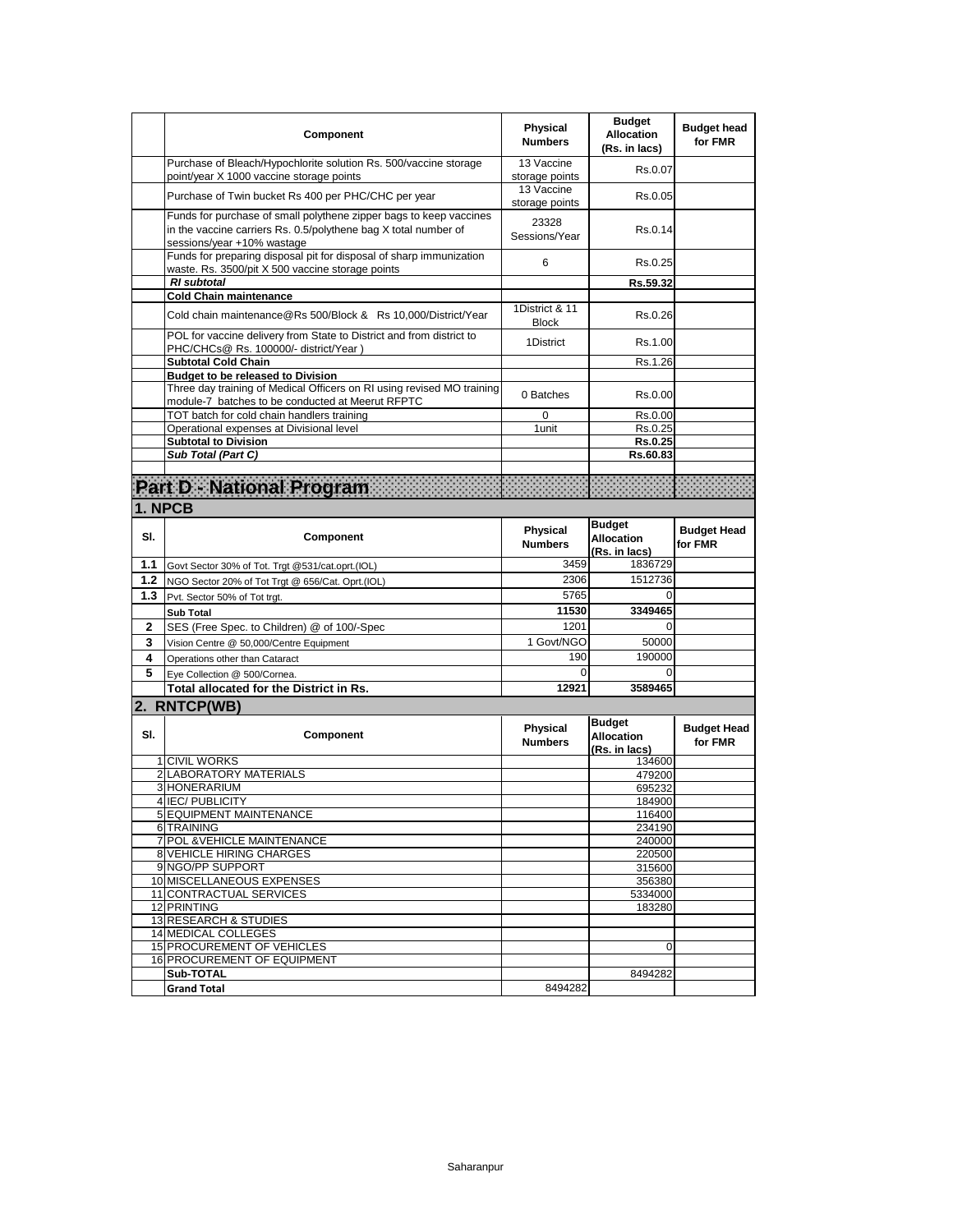| | Component | Physical Numbers | Budget Allocation (Rs. in lacs) | Budget head for FMR |
|---|---|---|---|---|
| | Purchase of Bleach/Hypochlorite solution Rs. 500/vaccine storage point/year X 1000 vaccine storage points | 13 Vaccine storage points | Rs.0.07 | |
| | Purchase of Twin bucket Rs 400 per PHC/CHC per year | 13 Vaccine storage points | Rs.0.05 | |
| | Funds for purchase of small polythene zipper bags to keep vaccines in the vaccine carriers Rs. 0.5/polythene bag X total number of sessions/year +10% wastage | 23328 Sessions/Year | Rs.0.14 | |
| | Funds for preparing disposal pit for disposal of sharp immunization waste. Rs. 3500/pit X 500 vaccine storage points | 6 | Rs.0.25 | |
| | ***RI subtotal*** | | **Rs.59.32** | |
| | **Cold Chain maintenance** | | | |
| | Cold chain maintenance@Rs 500/Block & Rs 10,000/District/Year | 1District & 11 Block | Rs.0.26 | |
| | POL for vaccine delivery from State to District and from district to PHC/CHCs@ Rs. 100000/- district/Year ) | 1District | Rs.1.00 | |
| | **Subtotal Cold Chain** | | Rs.1.26 | |
| | **Budget to be released to Division** | | | |
| | Three day training of Medical Officers on RI using revised MO training module-7 batches to be conducted at Meerut RFPTC | 0 Batches | Rs.0.00 | |
| | TOT batch for cold chain handlers training | 0 | Rs.0.00 | |
| | Operational expenses at Divisional level | 1unit | Rs.0.25 | |
| | **Subtotal to Division** | | **Rs.0.25** | |
| | ***Sub Total (Part C)*** | | **Rs.60.83** | |

# Part D - National Program

## 1. NPCB

| Sl. | Component | Physical Numbers | Budget Allocation (Rs. in lacs) | Budget Head for FMR |
|---|---|---|---|---|
| 1.1 | Govt Sector 30% of Tot. Trgt @531/cat.oprt.(IOL) | 3459 | 1836729 | |
| 1.2 | NGO Sector 20% of Tot Trgt @ 656/Cat. Oprt.(IOL) | 2306 | 1512736 | |
| 1.3 | Pvt. Sector 50% of Tot trgt. | 5765 | 0 | |
| | **Sub Total** | **11530** | **3349465** | |
| 2 | SES (Free Spec. to Children) @ of 100/-Spec | 1201 | 0 | |
| 3 | Vision Centre @ 50,000/Centre Equipment | 1 Govt/NGO | 50000 | |
| 4 | Operations other than Cataract | 190 | 190000 | |
| 5 | Eye Collection @ 500/Cornea. | 0 | 0 | |
| | **Total allocated for the District in Rs.** | **12921** | **3589465** | |

## 2. RNTCP(WB)

| Sl. | Component | Physical Numbers | Budget Allocation (Rs. in lacs) | Budget Head for FMR |
|---|---|---|---|---|
| 1 | CIVIL WORKS | | 134600 | |
| 2 | LABORATORY MATERIALS | | 479200 | |
| 3 | HONERARIUM | | 695232 | |
| 4 | IEC/ PUBLICITY | | 184900 | |
| 5 | EQUIPMENT MAINTENANCE | | 116400 | |
| 6 | TRAINING | | 234190 | |
| 7 | POL &VEHICLE MAINTENANCE | | 240000 | |
| 8 | VEHICLE HIRING CHARGES | | 220500 | |
| 9 | NGO/PP SUPPORT | | 315600 | |
| 10 | MISCELLANEOUS EXPENSES | | 356380 | |
| 11 | CONTRACTUAL SERVICES | | 5334000 | |
| 12 | PRINTING | | 183280 | |
| 13 | RESEARCH & STUDIES | | | |
| 14 | MEDICAL COLLEGES | | | |
| 15 | PROCUREMENT OF VEHICLES | | 0 | |
| 16 | PROCUREMENT OF EQUIPMENT | | | |
| | **Sub-TOTAL** | | 8494282 | |
| | **Grand Total** | 8494282 | | |

Saharanpur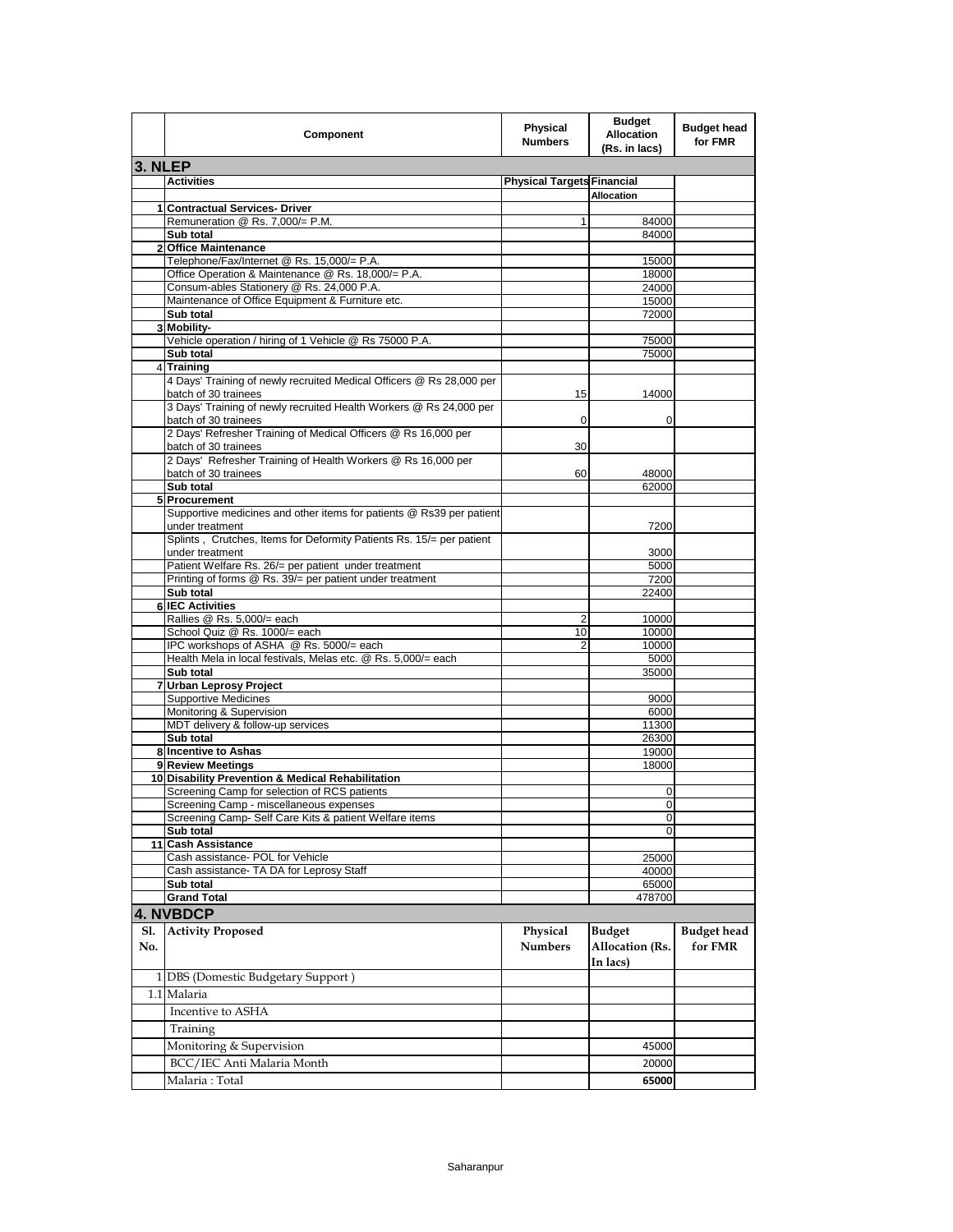| | Component | Physical Numbers | Budget Allocation (Rs. in lacs) | Budget head for FMR |
|---|---|---|---|---|
| **3. NLEP** | | | | |
| | **Activities** | **Physical Targets** | **Financial Allocation** | |
| 1 | **Contractual Services- Driver** | | | |
| | Remuneration @ Rs. 7,000/= P.M. | 1 | 84000 | |
| | **Sub total** | | 84000 | |
| 2 | **Office Maintenance** | | | |
| | Telephone/Fax/Internet @ Rs. 15,000/= P.A. | | 15000 | |
| | Office Operation & Maintenance @ Rs. 18,000/= P.A. | | 18000 | |
| | Consum-ables Stationery @ Rs. 24,000 P.A. | | 24000 | |
| | Maintenance of Office Equipment & Furniture etc. | | 15000 | |
| | **Sub total** | | 72000 | |
| 3 | **Mobility-** | | | |
| | Vehicle operation / hiring of 1 Vehicle @ Rs 75000 P.A. | | 75000 | |
| | **Sub total** | | 75000 | |
| 4 | **Training** | | | |
| | 4 Days' Training of newly recruited Medical Officers @ Rs 28,000 per batch of 30 trainees | 15 | 14000 | |
| | 3 Days' Training of newly recruited Health Workers @ Rs 24,000 per batch of 30 trainees | 0 | 0 | |
| | 2 Days' Refresher Training of Medical Officers @ Rs 16,000 per batch of 30 trainees | 30 | | |
| | 2 Days' Refresher Training of Health Workers @ Rs 16,000 per batch of 30 trainees | 60 | 48000 | |
| | **Sub total** | | 62000 | |
| 5 | **Procurement** | | | |
| | Supportive medicines and other items for patients @ Rs39 per patient under treatment | | 7200 | |
| | Splints , Crutches, Items for Deformity Patients Rs. 15/= per patient under treatment | | 3000 | |
| | Patient Welfare Rs. 26/= per patient under treatment | | 5000 | |
| | Printing of forms @ Rs. 39/= per patient under treatment | | 7200 | |
| | **Sub total** | | 22400 | |
| 6 | **IEC Activities** | | | |
| | Rallies @ Rs. 5,000/= each | 2 | 10000 | |
| | School Quiz @ Rs. 1000/= each | 10 | 10000 | |
| | IPC workshops of ASHA @ Rs. 5000/= each | 2 | 10000 | |
| | Health Mela in local festivals, Melas etc. @ Rs. 5,000/= each | | 5000 | |
| | **Sub total** | | 35000 | |
| 7 | **Urban Leprosy Project** | | | |
| | Supportive Medicines | | 9000 | |
| | Monitoring & Supervision | | 6000 | |
| | MDT delivery & follow-up services | | 11300 | |
| | **Sub total** | | 26300 | |
| 8 | **Incentive to Ashas** | | 19000 | |
| 9 | **Review Meetings** | | 18000 | |
| 10 | **Disability Prevention & Medical Rehabilitation** | | | |
| | Screening Camp for selection of RCS patients | | 0 | |
| | Screening Camp - miscellaneous expenses | | 0 | |
| | Screening Camp- Self Care Kits & patient Welfare items | | 0 | |
| | **Sub total** | | 0 | |
| 11 | **Cash Assistance** | | | |
| | Cash assistance- POL for Vehicle | | 25000 | |
| | Cash assistance- TA DA for Leprosy Staff | | 40000 | |
| | **Sub total** | | 65000 | |
| | **Grand Total** | | 478700 | |
| **4. NVBDCP** | | | | |
| **Sl. No.** | **Activity Proposed** | **Physical Numbers** | **Budget Allocation (Rs. In lacs)** | **Budget head for FMR** |
| 1 | DBS (Domestic Budgetary Support ) | | | |
| 1.1 | Malaria | | | |
| | Incentive to ASHA | | | |
| | Training | | | |
| | Monitoring & Supervision | | 45000 | |
| | BCC/IEC Anti Malaria Month | | 20000 | |
| | Malaria : Total | | **65000** | |

Saharanpur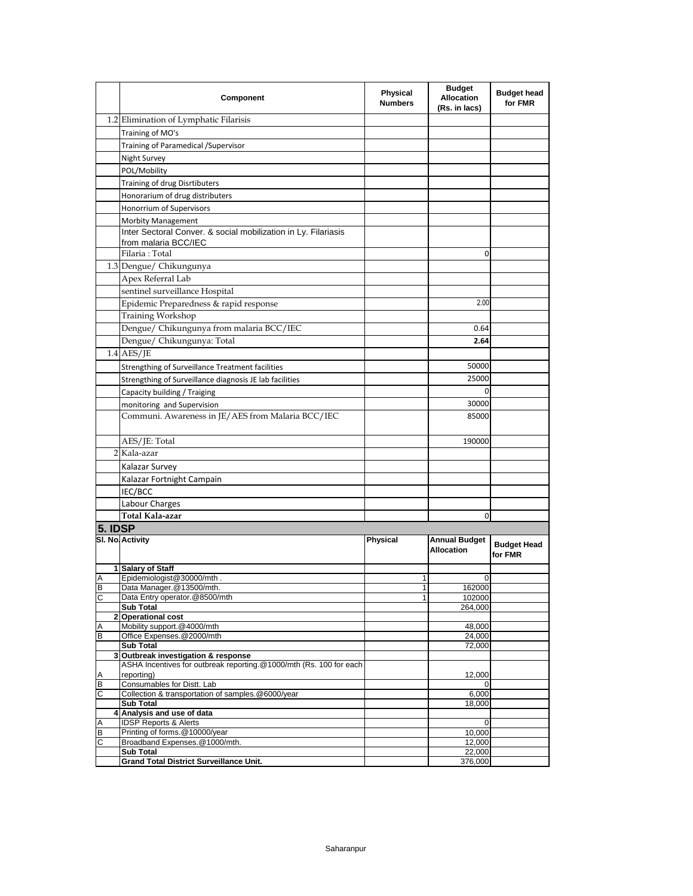| | Component | Physical Numbers | Budget Allocation (Rs. in lacs) | Budget head for FMR |
|---|---|---|---|---|
| 1.2 | Elimination of Lymphatic Filarisis | | | |
| | Training of MO's | | | |
| | Training of Paramedical /Supervisor | | | |
| | Night Survey | | | |
| | POL/Mobility | | | |
| | Training of drug Disrtibuters | | | |
| | Honorarium of drug distributers | | | |
| | Honorrium of Supervisors | | | |
| | Morbity Management | | | |
| | Inter Sectoral Conver. & social mobilization in Ly. Filariasis from malaria BCC/IEC | | | |
| | Filaria : Total | | 0 | |
| 1.3 | Dengue/ Chikungunya | | | |
| | Apex Referral Lab | | | |
| | sentinel surveillance Hospital | | | |
| | Epidemic Preparedness & rapid response | | 2.00 | |
| | Training Workshop | | | |
| | Dengue/ Chikungunya from malaria BCC/IEC | | 0.64 | |
| | Dengue/ Chikungunya: Total | | **2.64** | |
| 1.4 | AES/JE | | | |
| | Strengthing of Surveillance Treatment facilities | | 50000 | |
| | Strengthing of Surveillance diagnosis JE lab facilities | | 25000 | |
| | Capacity building / Traiging | | 0 | |
| | monitoring and Supervision | | 30000 | |
| | Communi. Awareness in JE/AES from Malaria BCC/IEC | | 85000 | |
| | AES/JE: Total | | 190000 | |
| 2 | Kala-azar | | | |
| | Kalazar Survey | | | |
| | Kalazar Fortnight Campain | | | |
| | IEC/BCC | | | |
| | Labour Charges | | | |
| | **Total Kala-azar** | | 0 | |

## 5. IDSP

| Sl. No. | Activity | Physical | Annual Budget Allocation | Budget Head for FMR |
|---|---|---|---|---|
| 1 | **Salary of Staff** | | | |
| A | Epidemiologist@30000/mth . | 1 | 0 | |
| B | Data Manager.@13500/mth. | 1 | 162000 | |
| C | Data Entry operator.@8500/mth | 1 | 102000 | |
| | **Sub Total** | | 264,000 | |
| 2 | **Operational cost** | | | |
| A | Mobility support.@4000/mth | | 48,000 | |
| B | Office Expenses.@2000/mth | | 24,000 | |
| | **Sub Total** | | 72,000 | |
| 3 | **Outbreak investigation & response** | | | |
| A | ASHA Incentives for outbreak reporting.@1000/mth (Rs. 100 for each reporting) | | 12,000 | |
| B | Consumables for Distt. Lab | | 0 | |
| C | Collection & transportation of samples.@6000/year | | 6,000 | |
| | **Sub Total** | | 18,000 | |
| 4 | **Analysis and use of data** | | | |
| A | IDSP Reports & Alerts | | 0 | |
| B | Printing of forms.@10000/year | | 10,000 | |
| C | Broadband Expenses.@1000/mth. | | 12,000 | |
| | **Sub Total** | | 22,000 | |
| | **Grand Total District Surveillance Unit.** | | 376,000 | |